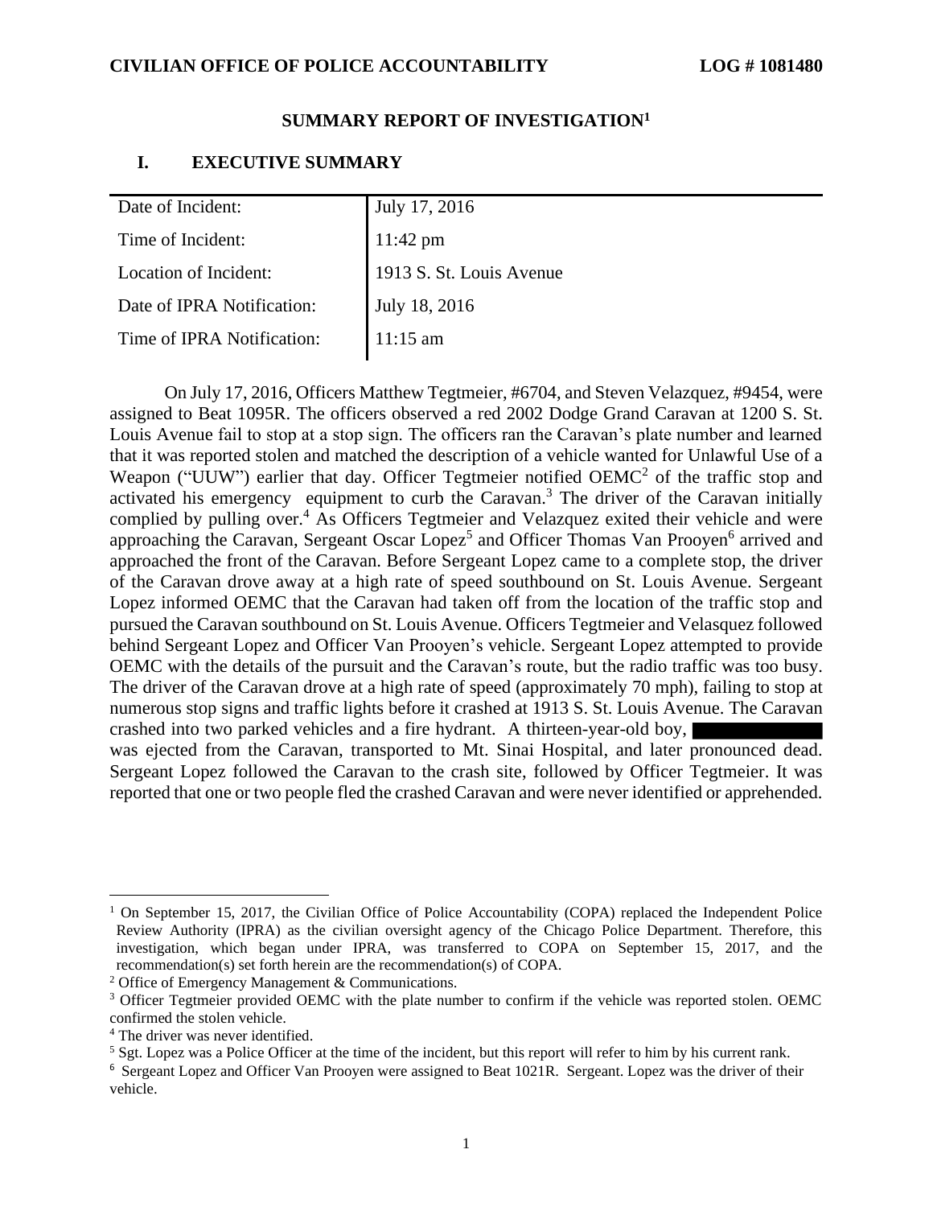**CIVILIAN OFFICE OF POLICE ACCOUNTABILITY** **LOG # 1081480**

## SUMMARY REPORT OF INVESTIGATION[1]

## I. EXECUTIVE SUMMARY

| | |
|---|---|
| Date of Incident: | July 17, 2016 |
| Time of Incident: | 11:42 pm |
| Location of Incident: | 1913 S. St. Louis Avenue |
| Date of IPRA Notification: | July 18, 2016 |
| Time of IPRA Notification: | 11:15 am |

On July 17, 2016, Officers Matthew Tegtmeier, #6704, and Steven Velazquez, #9454, were assigned to Beat 1095R. The officers observed a red 2002 Dodge Grand Caravan at 1200 S. St. Louis Avenue fail to stop at a stop sign. The officers ran the Caravan's plate number and learned that it was reported stolen and matched the description of a vehicle wanted for Unlawful Use of a Weapon ("UUW") earlier that day. Officer Tegtmeier notified OEMC[2] of the traffic stop and activated his emergency equipment to curb the Caravan.[3] The driver of the Caravan initially complied by pulling over.[4] As Officers Tegtmeier and Velazquez exited their vehicle and were approaching the Caravan, Sergeant Oscar Lopez[5] and Officer Thomas Van Prooyen[6] arrived and approached the front of the Caravan. Before Sergeant Lopez came to a complete stop, the driver of the Caravan drove away at a high rate of speed southbound on St. Louis Avenue. Sergeant Lopez informed OEMC that the Caravan had taken off from the location of the traffic stop and pursued the Caravan southbound on St. Louis Avenue. Officers Tegtmeier and Velasquez followed behind Sergeant Lopez and Officer Van Prooyen's vehicle. Sergeant Lopez attempted to provide OEMC with the details of the pursuit and the Caravan's route, but the radio traffic was too busy. The driver of the Caravan drove at a high rate of speed (approximately 70 mph), failing to stop at numerous stop signs and traffic lights before it crashed at 1913 S. St. Louis Avenue. The Caravan crashed into two parked vehicles and a fire hydrant. A thirteen-year-old boy, ██████████ was ejected from the Caravan, transported to Mt. Sinai Hospital, and later pronounced dead. Sergeant Lopez followed the Caravan to the crash site, followed by Officer Tegtmeier. It was reported that one or two people fled the crashed Caravan and were never identified or apprehended.

---

[1] On September 15, 2017, the Civilian Office of Police Accountability (COPA) replaced the Independent Police Review Authority (IPRA) as the civilian oversight agency of the Chicago Police Department. Therefore, this investigation, which began under IPRA, was transferred to COPA on September 15, 2017, and the recommendation(s) set forth herein are the recommendation(s) of COPA.

[2] Office of Emergency Management & Communications.

[3] Officer Tegtmeier provided OEMC with the plate number to confirm if the vehicle was reported stolen. OEMC confirmed the stolen vehicle.

[4] The driver was never identified.

[5] Sgt. Lopez was a Police Officer at the time of the incident, but this report will refer to him by his current rank.

[6] Sergeant Lopez and Officer Van Prooyen were assigned to Beat 1021R. Sergeant. Lopez was the driver of their vehicle.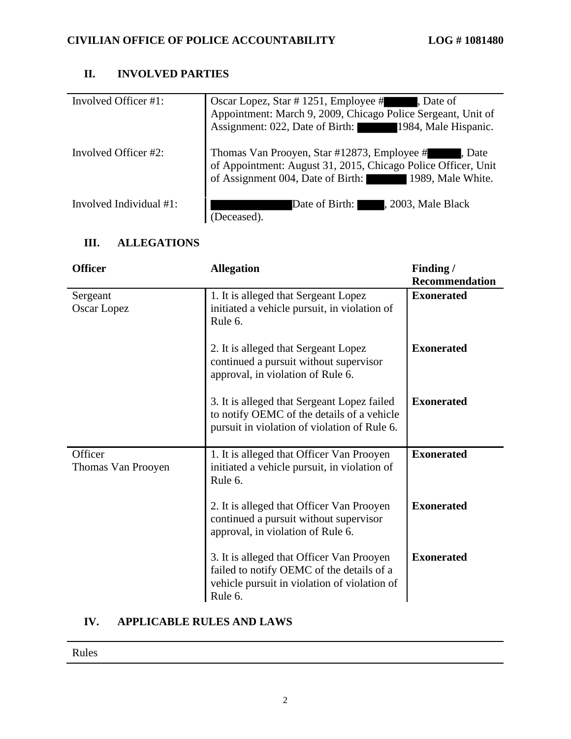## II. INVOLVED PARTIES

| | |
|---|---|
| Involved Officer #1: | Oscar Lopez, Star # 1251, Employee # ██████, Date of Appointment: March 9, 2009, Chicago Police Sergeant, Unit of Assignment: 022, Date of Birth: ██████ 1984, Male Hispanic. |
| Involved Officer #2: | Thomas Van Prooyen, Star #12873, Employee # ██████, Date of Appointment: August 31, 2015, Chicago Police Officer, Unit of Assignment 004, Date of Birth: ██████ 1989, Male White. |
| Involved Individual #1: | ██████████ Date of Birth: ██████, 2003, Male Black (Deceased). |

## III. ALLEGATIONS

| Officer | Allegation | Finding / Recommendation |
|---|---|---|
| Sergeant Oscar Lopez | 1. It is alleged that Sergeant Lopez initiated a vehicle pursuit, in violation of Rule 6. | **Exonerated** |
| | 2. It is alleged that Sergeant Lopez continued a pursuit without supervisor approval, in violation of Rule 6. | **Exonerated** |
| | 3. It is alleged that Sergeant Lopez failed to notify OEMC of the details of a vehicle pursuit in violation of violation of Rule 6. | **Exonerated** |
| Officer Thomas Van Prooyen | 1. It is alleged that Officer Van Prooyen initiated a vehicle pursuit, in violation of Rule 6. | **Exonerated** |
| | 2. It is alleged that Officer Van Prooyen continued a pursuit without supervisor approval, in violation of Rule 6. | **Exonerated** |
| | 3. It is alleged that Officer Van Prooyen failed to notify OEMC of the details of a vehicle pursuit in violation of violation of Rule 6. | **Exonerated** |

## IV. APPLICABLE RULES AND LAWS

| Rules |
|---|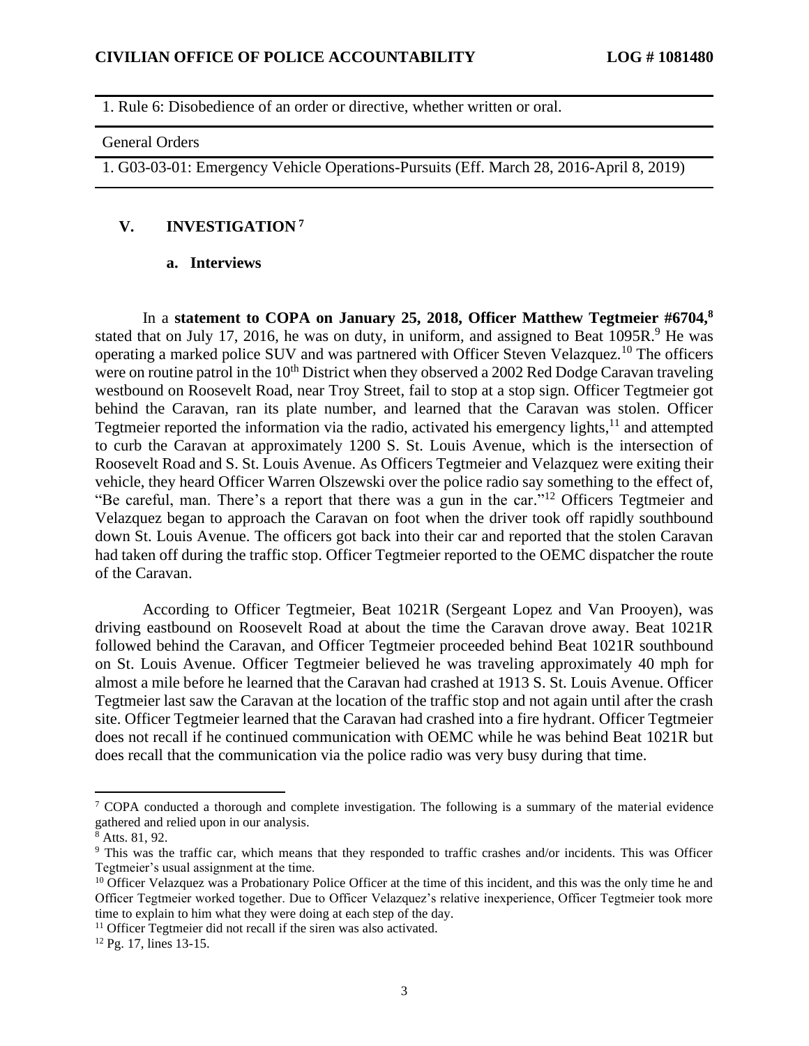| 1. Rule 6: Disobedience of an order or directive, whether written or oral. |
| --- |
| General Orders |
| 1. G03-03-01: Emergency Vehicle Operations-Pursuits (Eff. March 28, 2016-April 8, 2019) |

## V. INVESTIGATION [7]

### a. Interviews

In a **statement to COPA on January 25, 2018, Officer Matthew Tegtmeier #6704,**[8] stated that on July 17, 2016, he was on duty, in uniform, and assigned to Beat 1095R.[9] He was operating a marked police SUV and was partnered with Officer Steven Velazquez.[10] The officers were on routine patrol in the 10th District when they observed a 2002 Red Dodge Caravan traveling westbound on Roosevelt Road, near Troy Street, fail to stop at a stop sign. Officer Tegtmeier got behind the Caravan, ran its plate number, and learned that the Caravan was stolen. Officer Tegtmeier reported the information via the radio, activated his emergency lights,[11] and attempted to curb the Caravan at approximately 1200 S. St. Louis Avenue, which is the intersection of Roosevelt Road and S. St. Louis Avenue. As Officers Tegtmeier and Velazquez were exiting their vehicle, they heard Officer Warren Olszewski over the police radio say something to the effect of, "Be careful, man. There's a report that there was a gun in the car."[12] Officers Tegtmeier and Velazquez began to approach the Caravan on foot when the driver took off rapidly southbound down St. Louis Avenue. The officers got back into their car and reported that the stolen Caravan had taken off during the traffic stop. Officer Tegtmeier reported to the OEMC dispatcher the route of the Caravan.

According to Officer Tegtmeier, Beat 1021R (Sergeant Lopez and Van Prooyen), was driving eastbound on Roosevelt Road at about the time the Caravan drove away. Beat 1021R followed behind the Caravan, and Officer Tegtmeier proceeded behind Beat 1021R southbound on St. Louis Avenue. Officer Tegtmeier believed he was traveling approximately 40 mph for almost a mile before he learned that the Caravan had crashed at 1913 S. St. Louis Avenue. Officer Tegtmeier last saw the Caravan at the location of the traffic stop and not again until after the crash site. Officer Tegtmeier learned that the Caravan had crashed into a fire hydrant. Officer Tegtmeier does not recall if he continued communication with OEMC while he was behind Beat 1021R but does recall that the communication via the police radio was very busy during that time.

---

[7] COPA conducted a thorough and complete investigation. The following is a summary of the material evidence gathered and relied upon in our analysis.

[8] Atts. 81, 92.

[9] This was the traffic car, which means that they responded to traffic crashes and/or incidents. This was Officer Tegtmeier's usual assignment at the time.

[10] Officer Velazquez was a Probationary Police Officer at the time of this incident, and this was the only time he and Officer Tegtmeier worked together. Due to Officer Velazquez's relative inexperience, Officer Tegtmeier took more time to explain to him what they were doing at each step of the day.

[11] Officer Tegtmeier did not recall if the siren was also activated.

[12] Pg. 17, lines 13-15.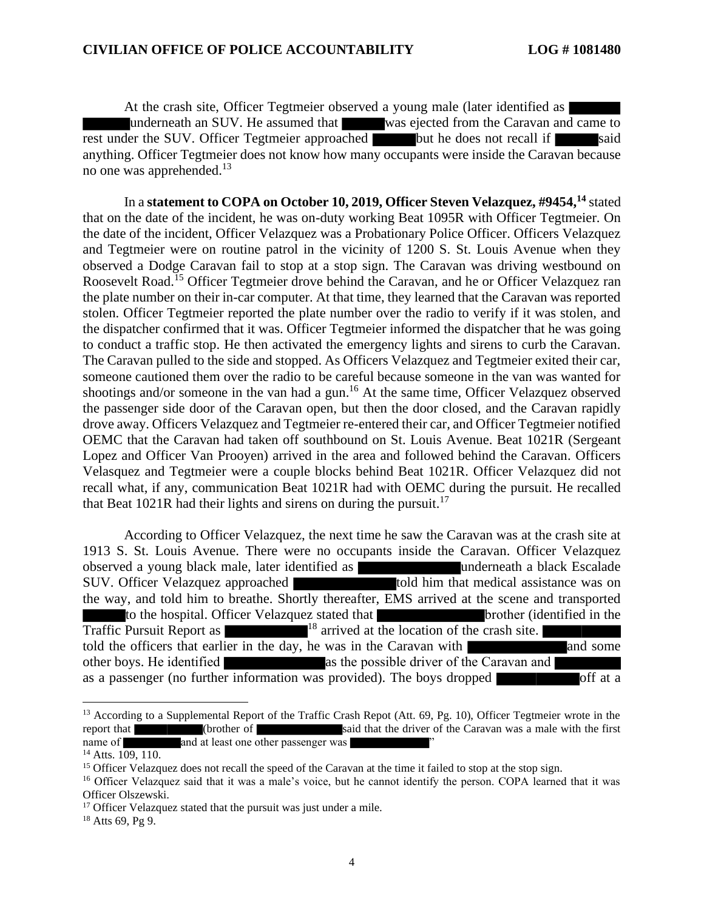At the crash site, Officer Tegtmeier observed a young male (later identified as ██████ ██████ underneath an SUV. He assumed that ██████ was ejected from the Caravan and came to rest under the SUV. Officer Tegtmeier approached ██████ but he does not recall if ██████ said anything. Officer Tegtmeier does not know how many occupants were inside the Caravan because no one was apprehended.[13]

In a **statement to COPA on October 10, 2019, Officer Steven Velazquez, #9454,[14]** stated that on the date of the incident, he was on-duty working Beat 1095R with Officer Tegtmeier. On the date of the incident, Officer Velazquez was a Probationary Police Officer. Officers Velazquez and Tegtmeier were on routine patrol in the vicinity of 1200 S. St. Louis Avenue when they observed a Dodge Caravan fail to stop at a stop sign. The Caravan was driving westbound on Roosevelt Road.[15] Officer Tegtmeier drove behind the Caravan, and he or Officer Velazquez ran the plate number on their in-car computer. At that time, they learned that the Caravan was reported stolen. Officer Tegtmeier reported the plate number over the radio to verify if it was stolen, and the dispatcher confirmed that it was. Officer Tegtmeier informed the dispatcher that he was going to conduct a traffic stop. He then activated the emergency lights and sirens to curb the Caravan. The Caravan pulled to the side and stopped. As Officers Velazquez and Tegtmeier exited their car, someone cautioned them over the radio to be careful because someone in the van was wanted for shootings and/or someone in the van had a gun.[16] At the same time, Officer Velazquez observed the passenger side door of the Caravan open, but then the door closed, and the Caravan rapidly drove away. Officers Velazquez and Tegtmeier re-entered their car, and Officer Tegtmeier notified OEMC that the Caravan had taken off southbound on St. Louis Avenue. Beat 1021R (Sergeant Lopez and Officer Van Prooyen) arrived in the area and followed behind the Caravan. Officers Velasquez and Tegtmeier were a couple blocks behind Beat 1021R. Officer Velazquez did not recall what, if any, communication Beat 1021R had with OEMC during the pursuit. He recalled that Beat 1021R had their lights and sirens on during the pursuit.[17]

According to Officer Velazquez, the next time he saw the Caravan was at the crash site at 1913 S. St. Louis Avenue. There were no occupants inside the Caravan. Officer Velazquez observed a young black male, later identified as ██████████ underneath a black Escalade SUV. Officer Velazquez approached ██████████ told him that medical assistance was on the way, and told him to breathe. Shortly thereafter, EMS arrived at the scene and transported ██████ to the hospital. Officer Velazquez stated that ██████████ brother (identified in the Traffic Pursuit Report as ██████████[18] arrived at the location of the crash site. ██████ told the officers that earlier in the day, he was in the Caravan with ██████████ and some other boys. He identified ██████████ as the possible driver of the Caravan and ██████ as a passenger (no further information was provided). The boys dropped ██████ off at a

---

[13] According to a Supplemental Report of the Traffic Crash Repot (Att. 69, Pg. 10), Officer Tegtmeier wrote in the report that ██████ (brother of ██████████ said that the driver of the Caravan was a male with the first name of ██████ and at least one other passenger was ██████████"

[14] Atts. 109, 110.

[15] Officer Velazquez does not recall the speed of the Caravan at the time it failed to stop at the stop sign.

[16] Officer Velazquez said that it was a male's voice, but he cannot identify the person. COPA learned that it was Officer Olszewski.

[17] Officer Velazquez stated that the pursuit was just under a mile.

[18] Atts 69, Pg 9.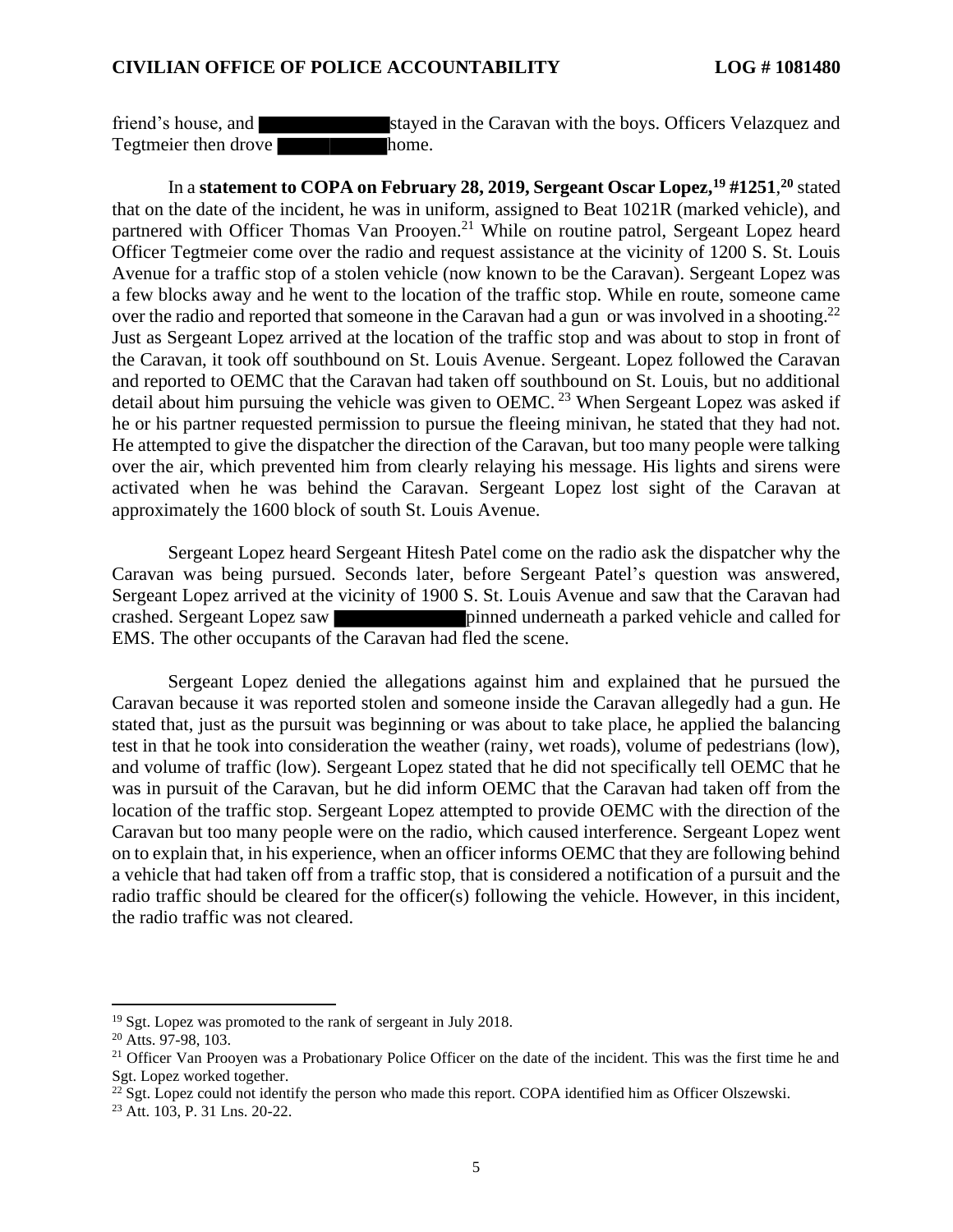friend's house, and ████████ stayed in the Caravan with the boys. Officers Velazquez and Tegtmeier then drove ████████ home.

In a **statement to COPA on February 28, 2019, Sergeant Oscar Lopez,[19] #1251**,[20] stated that on the date of the incident, he was in uniform, assigned to Beat 1021R (marked vehicle), and partnered with Officer Thomas Van Prooyen.[21] While on routine patrol, Sergeant Lopez heard Officer Tegtmeier come over the radio and request assistance at the vicinity of 1200 S. St. Louis Avenue for a traffic stop of a stolen vehicle (now known to be the Caravan). Sergeant Lopez was a few blocks away and he went to the location of the traffic stop. While en route, someone came over the radio and reported that someone in the Caravan had a gun or was involved in a shooting.[22] Just as Sergeant Lopez arrived at the location of the traffic stop and was about to stop in front of the Caravan, it took off southbound on St. Louis Avenue. Sergeant. Lopez followed the Caravan and reported to OEMC that the Caravan had taken off southbound on St. Louis, but no additional detail about him pursuing the vehicle was given to OEMC.[23] When Sergeant Lopez was asked if he or his partner requested permission to pursue the fleeing minivan, he stated that they had not. He attempted to give the dispatcher the direction of the Caravan, but too many people were talking over the air, which prevented him from clearly relaying his message. His lights and sirens were activated when he was behind the Caravan. Sergeant Lopez lost sight of the Caravan at approximately the 1600 block of south St. Louis Avenue.

Sergeant Lopez heard Sergeant Hitesh Patel come on the radio ask the dispatcher why the Caravan was being pursued. Seconds later, before Sergeant Patel's question was answered, Sergeant Lopez arrived at the vicinity of 1900 S. St. Louis Avenue and saw that the Caravan had crashed. Sergeant Lopez saw ████████ pinned underneath a parked vehicle and called for EMS. The other occupants of the Caravan had fled the scene.

Sergeant Lopez denied the allegations against him and explained that he pursued the Caravan because it was reported stolen and someone inside the Caravan allegedly had a gun. He stated that, just as the pursuit was beginning or was about to take place, he applied the balancing test in that he took into consideration the weather (rainy, wet roads), volume of pedestrians (low), and volume of traffic (low). Sergeant Lopez stated that he did not specifically tell OEMC that he was in pursuit of the Caravan, but he did inform OEMC that the Caravan had taken off from the location of the traffic stop. Sergeant Lopez attempted to provide OEMC with the direction of the Caravan but too many people were on the radio, which caused interference. Sergeant Lopez went on to explain that, in his experience, when an officer informs OEMC that they are following behind a vehicle that had taken off from a traffic stop, that is considered a notification of a pursuit and the radio traffic should be cleared for the officer(s) following the vehicle. However, in this incident, the radio traffic was not cleared.

---

[19] Sgt. Lopez was promoted to the rank of sergeant in July 2018.

[20] Atts. 97-98, 103.

[21] Officer Van Prooyen was a Probationary Police Officer on the date of the incident. This was the first time he and Sgt. Lopez worked together.

[22] Sgt. Lopez could not identify the person who made this report. COPA identified him as Officer Olszewski.

[23] Att. 103, P. 31 Lns. 20-22.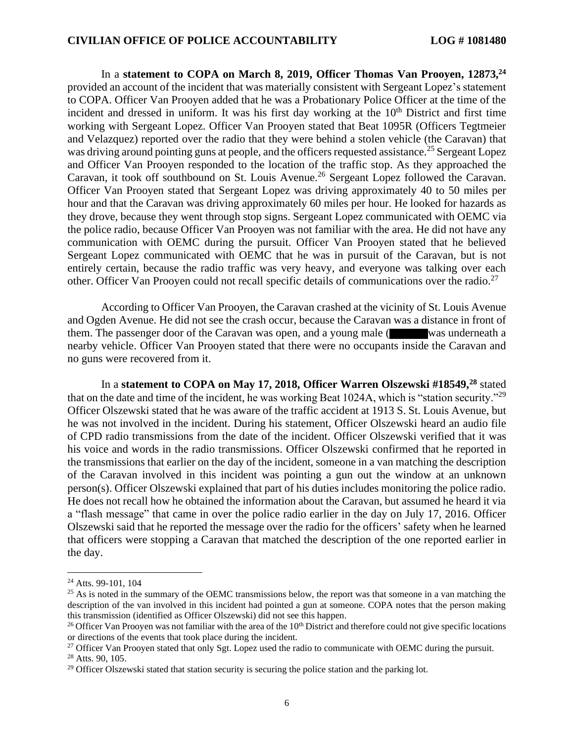In a **statement to COPA on March 8, 2019, Officer Thomas Van Prooyen, 12873,**[24] provided an account of the incident that was materially consistent with Sergeant Lopez's statement to COPA. Officer Van Prooyen added that he was a Probationary Police Officer at the time of the incident and dressed in uniform. It was his first day working at the 10th District and first time working with Sergeant Lopez. Officer Van Prooyen stated that Beat 1095R (Officers Tegtmeier and Velazquez) reported over the radio that they were behind a stolen vehicle (the Caravan) that was driving around pointing guns at people, and the officers requested assistance.[25] Sergeant Lopez and Officer Van Prooyen responded to the location of the traffic stop. As they approached the Caravan, it took off southbound on St. Louis Avenue.[26] Sergeant Lopez followed the Caravan. Officer Van Prooyen stated that Sergeant Lopez was driving approximately 40 to 50 miles per hour and that the Caravan was driving approximately 60 miles per hour. He looked for hazards as they drove, because they went through stop signs. Sergeant Lopez communicated with OEMC via the police radio, because Officer Van Prooyen was not familiar with the area. He did not have any communication with OEMC during the pursuit. Officer Van Prooyen stated that he believed Sergeant Lopez communicated with OEMC that he was in pursuit of the Caravan, but is not entirely certain, because the radio traffic was very heavy, and everyone was talking over each other. Officer Van Prooyen could not recall specific details of communications over the radio.[27]

According to Officer Van Prooyen, the Caravan crashed at the vicinity of St. Louis Avenue and Ogden Avenue. He did not see the crash occur, because the Caravan was a distance in front of them. The passenger door of the Caravan was open, and a young male (█████ was underneath a nearby vehicle. Officer Van Prooyen stated that there were no occupants inside the Caravan and no guns were recovered from it.

In a **statement to COPA on May 17, 2018, Officer Warren Olszewski #18549,**[28] stated that on the date and time of the incident, he was working Beat 1024A, which is "station security."[29] Officer Olszewski stated that he was aware of the traffic accident at 1913 S. St. Louis Avenue, but he was not involved in the incident. During his statement, Officer Olszewski heard an audio file of CPD radio transmissions from the date of the incident. Officer Olszewski verified that it was his voice and words in the radio transmissions. Officer Olszewski confirmed that he reported in the transmissions that earlier on the day of the incident, someone in a van matching the description of the Caravan involved in this incident was pointing a gun out the window at an unknown person(s). Officer Olszewski explained that part of his duties includes monitoring the police radio. He does not recall how he obtained the information about the Caravan, but assumed he heard it via a "flash message" that came in over the police radio earlier in the day on July 17, 2016. Officer Olszewski said that he reported the message over the radio for the officers' safety when he learned that officers were stopping a Caravan that matched the description of the one reported earlier in the day.

---

[24] Atts. 99-101, 104

[25] As is noted in the summary of the OEMC transmissions below, the report was that someone in a van matching the description of the van involved in this incident had pointed a gun at someone. COPA notes that the person making this transmission (identified as Officer Olszewski) did not see this happen.

[26] Officer Van Prooyen was not familiar with the area of the 10th District and therefore could not give specific locations or directions of the events that took place during the incident.

[27] Officer Van Prooyen stated that only Sgt. Lopez used the radio to communicate with OEMC during the pursuit.

[28] Atts. 90, 105.

[29] Officer Olszewski stated that station security is securing the police station and the parking lot.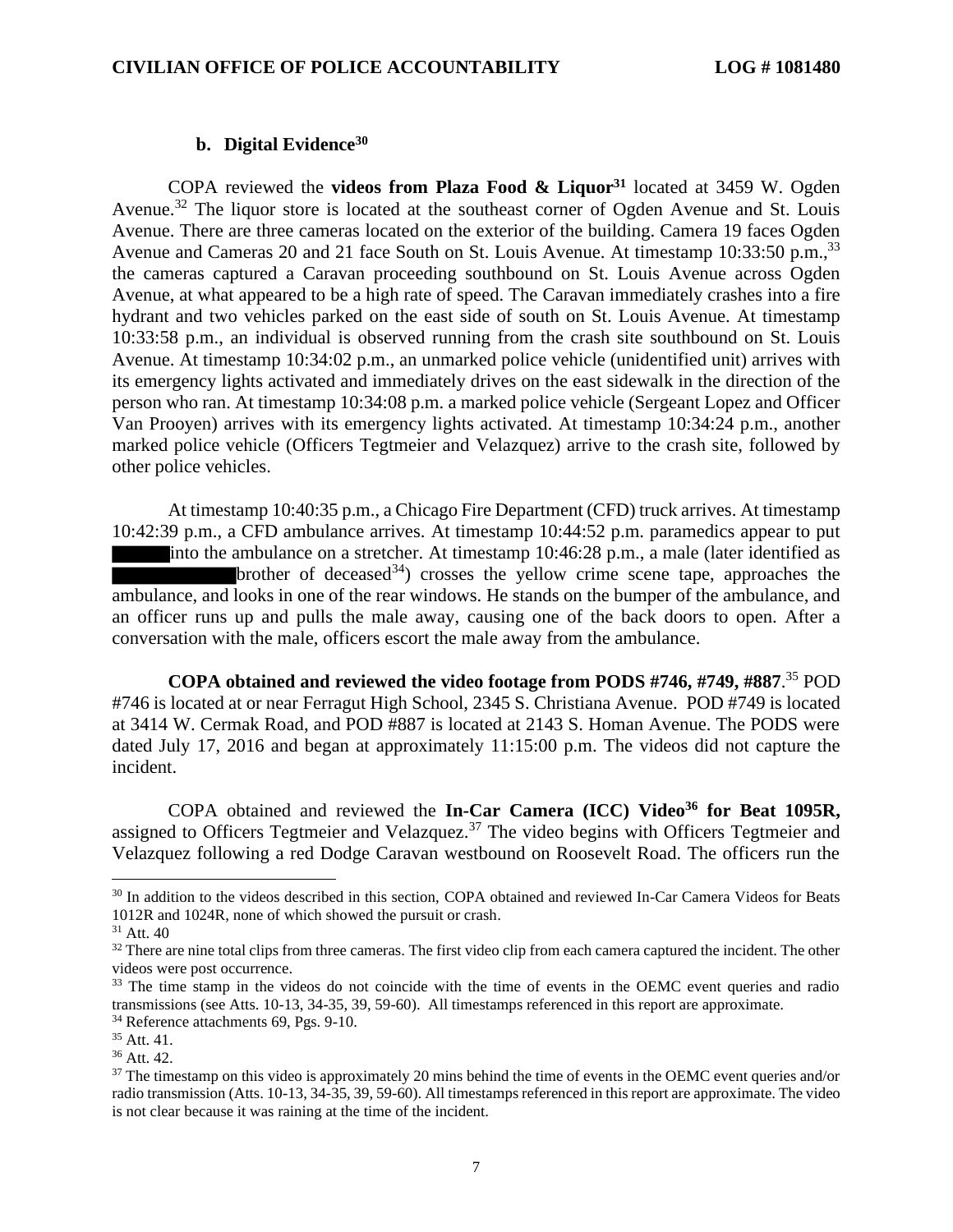### b. Digital Evidence[30]

COPA reviewed the **videos from Plaza Food & Liquor**[31] located at 3459 W. Ogden Avenue.[32] The liquor store is located at the southeast corner of Ogden Avenue and St. Louis Avenue. There are three cameras located on the exterior of the building. Camera 19 faces Ogden Avenue and Cameras 20 and 21 face South on St. Louis Avenue. At timestamp 10:33:50 p.m.,[33] the cameras captured a Caravan proceeding southbound on St. Louis Avenue across Ogden Avenue, at what appeared to be a high rate of speed. The Caravan immediately crashes into a fire hydrant and two vehicles parked on the east side of south on St. Louis Avenue. At timestamp 10:33:58 p.m., an individual is observed running from the crash site southbound on St. Louis Avenue. At timestamp 10:34:02 p.m., an unmarked police vehicle (unidentified unit) arrives with its emergency lights activated and immediately drives on the east sidewalk in the direction of the person who ran. At timestamp 10:34:08 p.m. a marked police vehicle (Sergeant Lopez and Officer Van Prooyen) arrives with its emergency lights activated. At timestamp 10:34:24 p.m., another marked police vehicle (Officers Tegtmeier and Velazquez) arrive to the crash site, followed by other police vehicles.

At timestamp 10:40:35 p.m., a Chicago Fire Department (CFD) truck arrives. At timestamp 10:42:39 p.m., a CFD ambulance arrives. At timestamp 10:44:52 p.m. paramedics appear to put ██████ into the ambulance on a stretcher. At timestamp 10:46:28 p.m., a male (later identified as ██████████ brother of deceased[34]) crosses the yellow crime scene tape, approaches the ambulance, and looks in one of the rear windows. He stands on the bumper of the ambulance, and an officer runs up and pulls the male away, causing one of the back doors to open. After a conversation with the male, officers escort the male away from the ambulance.

**COPA obtained and reviewed the video footage from PODS #746, #749, #887**.[35] POD #746 is located at or near Ferragut High School, 2345 S. Christiana Avenue. POD #749 is located at 3414 W. Cermak Road, and POD #887 is located at 2143 S. Homan Avenue. The PODS were dated July 17, 2016 and began at approximately 11:15:00 p.m. The videos did not capture the incident.

COPA obtained and reviewed the **In-Car Camera (ICC) Video**[36] **for Beat 1095R,** assigned to Officers Tegtmeier and Velazquez.[37] The video begins with Officers Tegtmeier and Velazquez following a red Dodge Caravan westbound on Roosevelt Road. The officers run the

---

[30] In addition to the videos described in this section, COPA obtained and reviewed In-Car Camera Videos for Beats 1012R and 1024R, none of which showed the pursuit or crash.

[31] Att. 40

[32] There are nine total clips from three cameras. The first video clip from each camera captured the incident. The other videos were post occurrence.

[33] The time stamp in the videos do not coincide with the time of events in the OEMC event queries and radio transmissions (see Atts. 10-13, 34-35, 39, 59-60). All timestamps referenced in this report are approximate.

[34] Reference attachments 69, Pgs. 9-10.

[35] Att. 41.

[36] Att. 42.

[37] The timestamp on this video is approximately 20 mins behind the time of events in the OEMC event queries and/or radio transmission (Atts. 10-13, 34-35, 39, 59-60). All timestamps referenced in this report are approximate. The video is not clear because it was raining at the time of the incident.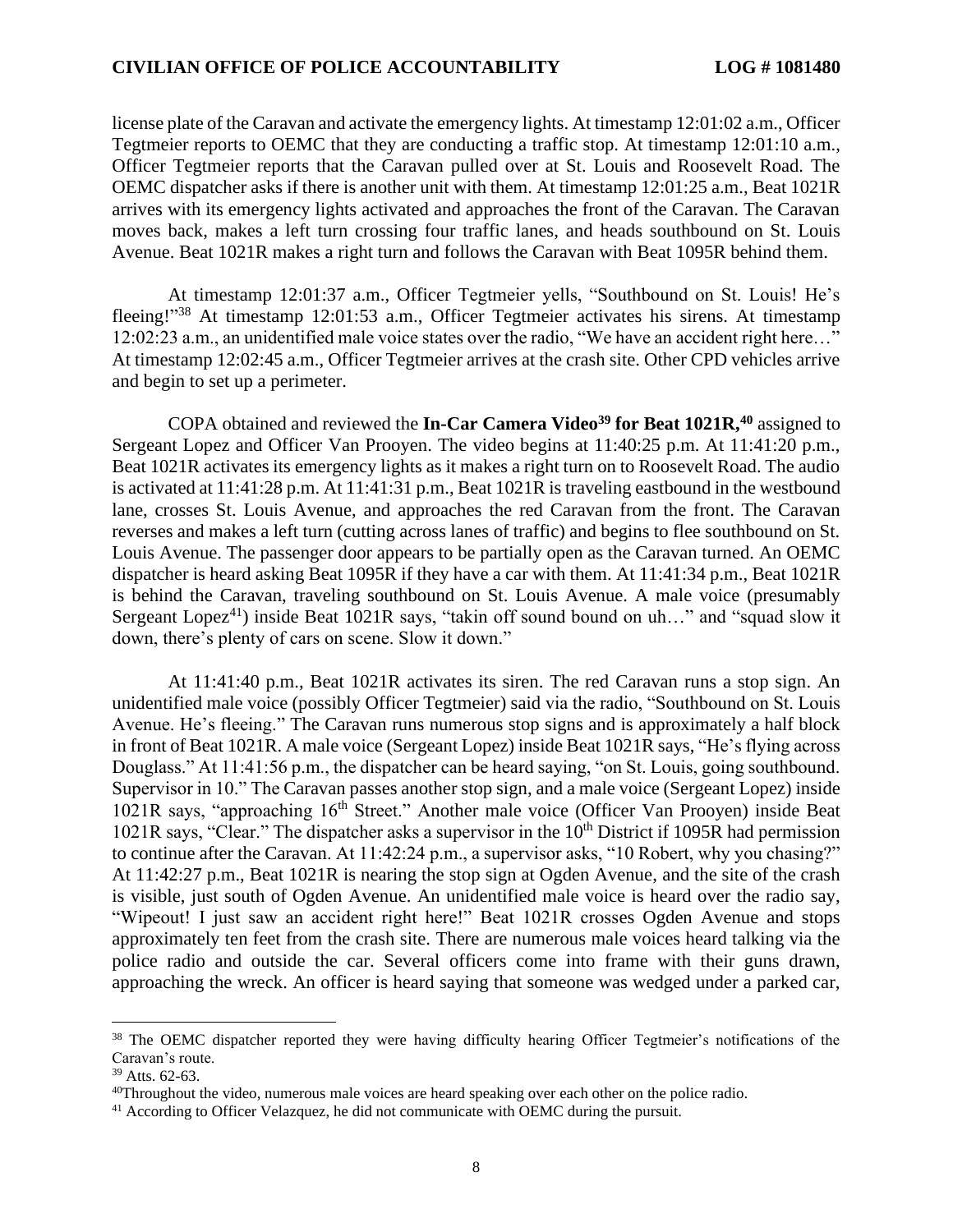license plate of the Caravan and activate the emergency lights. At timestamp 12:01:02 a.m., Officer Tegtmeier reports to OEMC that they are conducting a traffic stop. At timestamp 12:01:10 a.m., Officer Tegtmeier reports that the Caravan pulled over at St. Louis and Roosevelt Road. The OEMC dispatcher asks if there is another unit with them. At timestamp 12:01:25 a.m., Beat 1021R arrives with its emergency lights activated and approaches the front of the Caravan. The Caravan moves back, makes a left turn crossing four traffic lanes, and heads southbound on St. Louis Avenue. Beat 1021R makes a right turn and follows the Caravan with Beat 1095R behind them.

At timestamp 12:01:37 a.m., Officer Tegtmeier yells, "Southbound on St. Louis! He's fleeing!"[38] At timestamp 12:01:53 a.m., Officer Tegtmeier activates his sirens. At timestamp 12:02:23 a.m., an unidentified male voice states over the radio, "We have an accident right here…" At timestamp 12:02:45 a.m., Officer Tegtmeier arrives at the crash site. Other CPD vehicles arrive and begin to set up a perimeter.

COPA obtained and reviewed the **In-Car Camera Video[39] for Beat 1021R,[40]** assigned to Sergeant Lopez and Officer Van Prooyen. The video begins at 11:40:25 p.m. At 11:41:20 p.m., Beat 1021R activates its emergency lights as it makes a right turn on to Roosevelt Road. The audio is activated at 11:41:28 p.m. At 11:41:31 p.m., Beat 1021R is traveling eastbound in the westbound lane, crosses St. Louis Avenue, and approaches the red Caravan from the front. The Caravan reverses and makes a left turn (cutting across lanes of traffic) and begins to flee southbound on St. Louis Avenue. The passenger door appears to be partially open as the Caravan turned. An OEMC dispatcher is heard asking Beat 1095R if they have a car with them. At 11:41:34 p.m., Beat 1021R is behind the Caravan, traveling southbound on St. Louis Avenue. A male voice (presumably Sergeant Lopez[41]) inside Beat 1021R says, "takin off sound bound on uh…" and "squad slow it down, there's plenty of cars on scene. Slow it down."

At 11:41:40 p.m., Beat 1021R activates its siren. The red Caravan runs a stop sign. An unidentified male voice (possibly Officer Tegtmeier) said via the radio, "Southbound on St. Louis Avenue. He's fleeing." The Caravan runs numerous stop signs and is approximately a half block in front of Beat 1021R. A male voice (Sergeant Lopez) inside Beat 1021R says, "He's flying across Douglass." At 11:41:56 p.m., the dispatcher can be heard saying, "on St. Louis, going southbound. Supervisor in 10." The Caravan passes another stop sign, and a male voice (Sergeant Lopez) inside 1021R says, "approaching 16th Street." Another male voice (Officer Van Prooyen) inside Beat 1021R says, "Clear." The dispatcher asks a supervisor in the 10th District if 1095R had permission to continue after the Caravan. At 11:42:24 p.m., a supervisor asks, "10 Robert, why you chasing?" At 11:42:27 p.m., Beat 1021R is nearing the stop sign at Ogden Avenue, and the site of the crash is visible, just south of Ogden Avenue. An unidentified male voice is heard over the radio say, "Wipeout! I just saw an accident right here!" Beat 1021R crosses Ogden Avenue and stops approximately ten feet from the crash site. There are numerous male voices heard talking via the police radio and outside the car. Several officers come into frame with their guns drawn, approaching the wreck. An officer is heard saying that someone was wedged under a parked car,

---

[38] The OEMC dispatcher reported they were having difficulty hearing Officer Tegtmeier's notifications of the Caravan's route.

[39] Atts. 62-63.

[40] Throughout the video, numerous male voices are heard speaking over each other on the police radio.

[41] According to Officer Velazquez, he did not communicate with OEMC during the pursuit.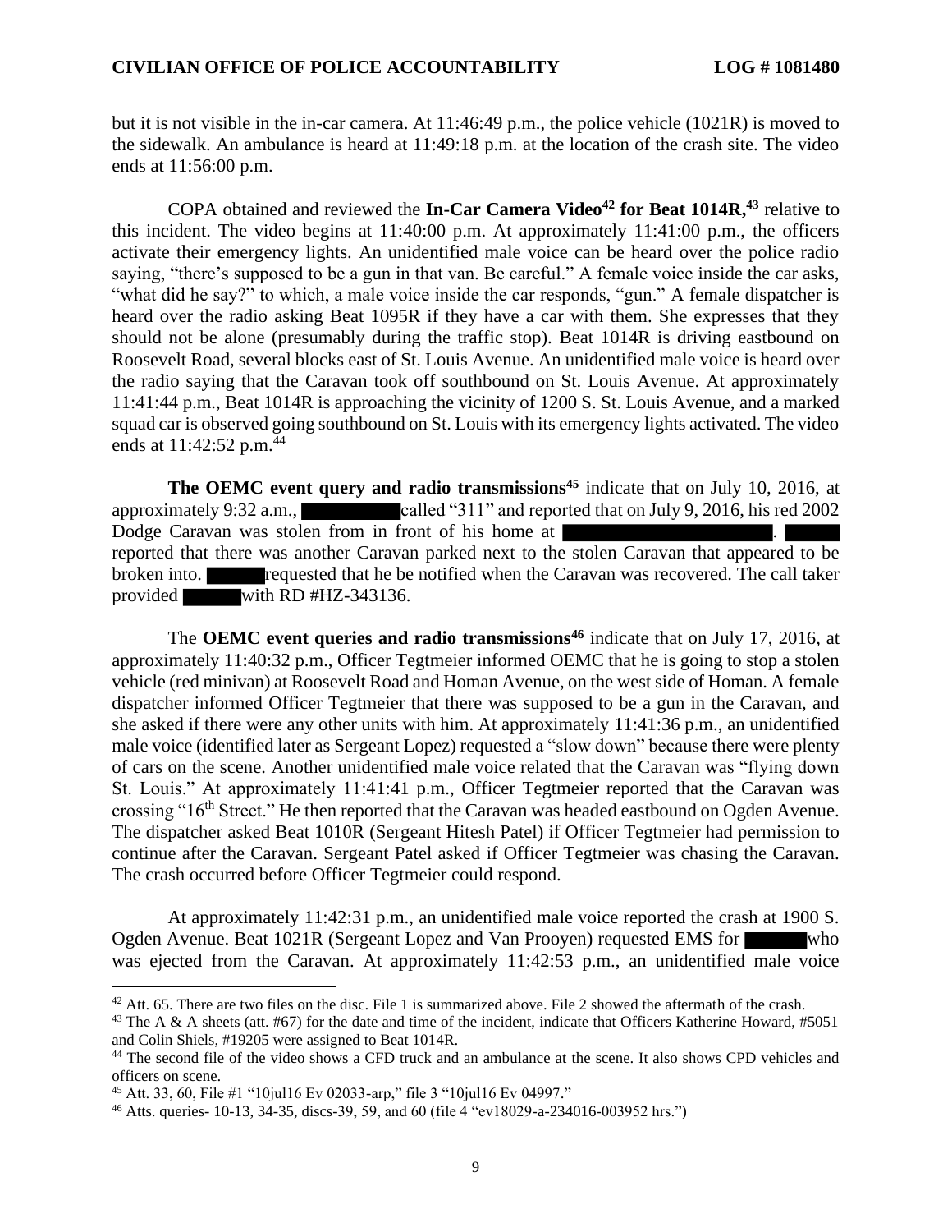but it is not visible in the in-car camera. At 11:46:49 p.m., the police vehicle (1021R) is moved to the sidewalk. An ambulance is heard at 11:49:18 p.m. at the location of the crash site. The video ends at 11:56:00 p.m.

COPA obtained and reviewed the **In-Car Camera Video[42] for Beat 1014R,[43]** relative to this incident. The video begins at 11:40:00 p.m. At approximately 11:41:00 p.m., the officers activate their emergency lights. An unidentified male voice can be heard over the police radio saying, "there's supposed to be a gun in that van. Be careful." A female voice inside the car asks, "what did he say?" to which, a male voice inside the car responds, "gun." A female dispatcher is heard over the radio asking Beat 1095R if they have a car with them. She expresses that they should not be alone (presumably during the traffic stop). Beat 1014R is driving eastbound on Roosevelt Road, several blocks east of St. Louis Avenue. An unidentified male voice is heard over the radio saying that the Caravan took off southbound on St. Louis Avenue. At approximately 11:41:44 p.m., Beat 1014R is approaching the vicinity of 1200 S. St. Louis Avenue, and a marked squad car is observed going southbound on St. Louis with its emergency lights activated. The video ends at 11:42:52 p.m.[44]

**The OEMC event query and radio transmissions[45]** indicate that on July 10, 2016, at approximately 9:32 a.m., ██████ called "311" and reported that on July 9, 2016, his red 2002 Dodge Caravan was stolen from in front of his home at ██████. ██████ reported that there was another Caravan parked next to the stolen Caravan that appeared to be broken into. ██████ requested that he be notified when the Caravan was recovered. The call taker provided ██████ with RD #HZ-343136.

The **OEMC event queries and radio transmissions[46]** indicate that on July 17, 2016, at approximately 11:40:32 p.m., Officer Tegtmeier informed OEMC that he is going to stop a stolen vehicle (red minivan) at Roosevelt Road and Homan Avenue, on the west side of Homan. A female dispatcher informed Officer Tegtmeier that there was supposed to be a gun in the Caravan, and she asked if there were any other units with him. At approximately 11:41:36 p.m., an unidentified male voice (identified later as Sergeant Lopez) requested a "slow down" because there were plenty of cars on the scene. Another unidentified male voice related that the Caravan was "flying down St. Louis." At approximately 11:41:41 p.m., Officer Tegtmeier reported that the Caravan was crossing "16th Street." He then reported that the Caravan was headed eastbound on Ogden Avenue. The dispatcher asked Beat 1010R (Sergeant Hitesh Patel) if Officer Tegtmeier had permission to continue after the Caravan. Sergeant Patel asked if Officer Tegtmeier was chasing the Caravan. The crash occurred before Officer Tegtmeier could respond.

At approximately 11:42:31 p.m., an unidentified male voice reported the crash at 1900 S. Ogden Avenue. Beat 1021R (Sergeant Lopez and Van Prooyen) requested EMS for ██████ who was ejected from the Caravan. At approximately 11:42:53 p.m., an unidentified male voice

---

[42] Att. 65. There are two files on the disc. File 1 is summarized above. File 2 showed the aftermath of the crash.

[43] The A & A sheets (att. #67) for the date and time of the incident, indicate that Officers Katherine Howard, #5051 and Colin Shiels, #19205 were assigned to Beat 1014R.

[44] The second file of the video shows a CFD truck and an ambulance at the scene. It also shows CPD vehicles and officers on scene.

[45] Att. 33, 60, File #1 "10jul16 Ev 02033-arp," file 3 "10jul16 Ev 04997."

[46] Atts. queries- 10-13, 34-35, discs-39, 59, and 60 (file 4 "ev18029-a-234016-003952 hrs.")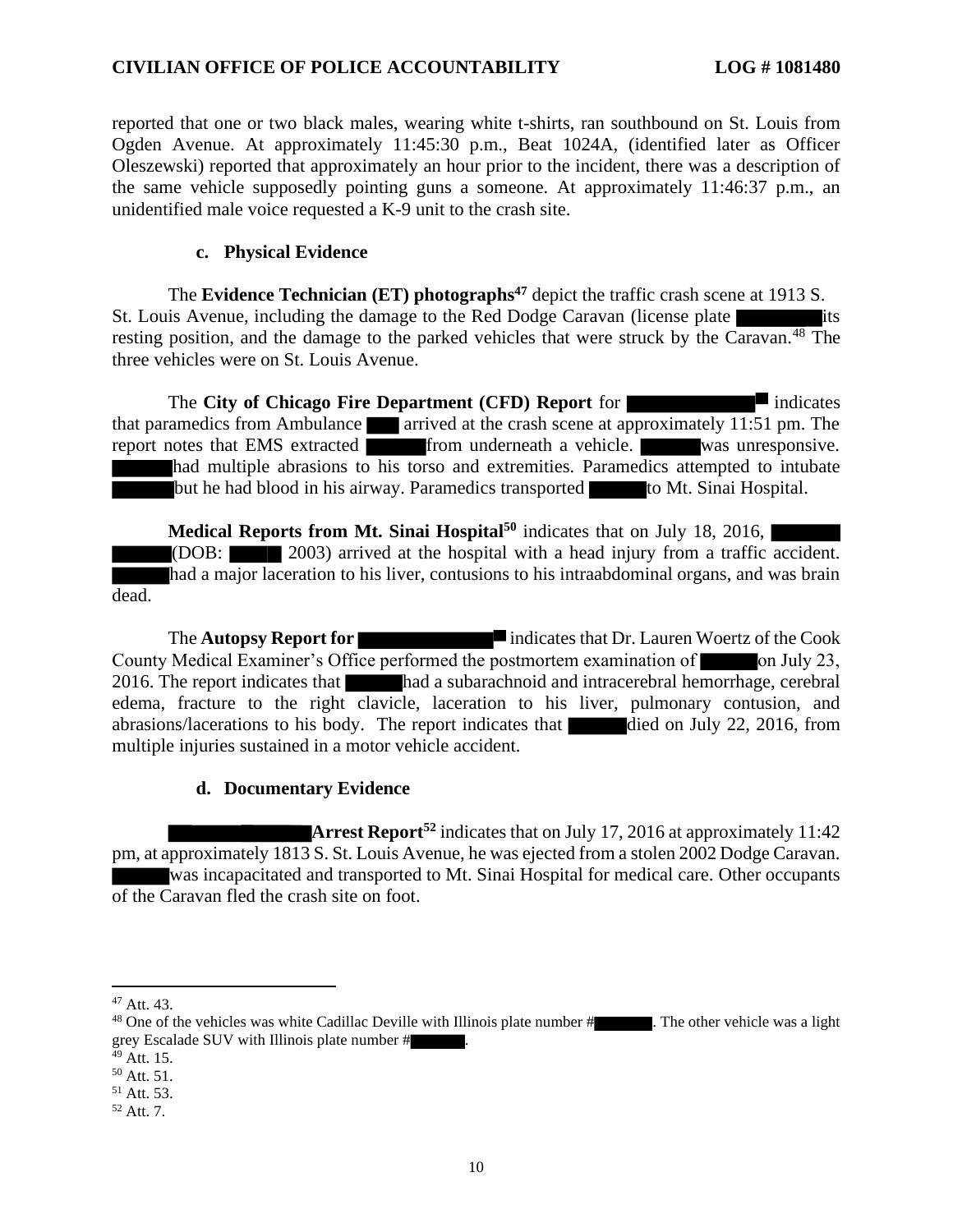reported that one or two black males, wearing white t-shirts, ran southbound on St. Louis from Ogden Avenue. At approximately 11:45:30 p.m., Beat 1024A, (identified later as Officer Oleszewski) reported that approximately an hour prior to the incident, there was a description of the same vehicle supposedly pointing guns a someone. At approximately 11:46:37 p.m., an unidentified male voice requested a K-9 unit to the crash site.

### c. Physical Evidence

The **Evidence Technician (ET) photographs**[47] depict the traffic crash scene at 1913 S. St. Louis Avenue, including the damage to the Red Dodge Caravan (license plate ██████ its resting position, and the damage to the parked vehicles that were struck by the Caravan.[48] The three vehicles were on St. Louis Avenue.

The **City of Chicago Fire Department (CFD) Report** for ██████[49] indicates that paramedics from Ambulance ██ arrived at the crash scene at approximately 11:51 pm. The report notes that EMS extracted ██████ from underneath a vehicle. ██████ was unresponsive. ██████ had multiple abrasions to his torso and extremities. Paramedics attempted to intubate ██████ but he had blood in his airway. Paramedics transported ██████ to Mt. Sinai Hospital.

**Medical Reports from Mt. Sinai Hospital**[50] indicates that on July 18, 2016, ██████ (DOB: ████ 2003) arrived at the hospital with a head injury from a traffic accident. ██████ had a major laceration to his liver, contusions to his intraabdominal organs, and was brain dead.

The **Autopsy Report for** ██████[51] indicates that Dr. Lauren Woertz of the Cook County Medical Examiner's Office performed the postmortem examination of ██████ on July 23, 2016. The report indicates that ██████ had a subarachnoid and intracerebral hemorrhage, cerebral edema, fracture to the right clavicle, laceration to his liver, pulmonary contusion, and abrasions/lacerations to his body. The report indicates that ██████ died on July 22, 2016, from multiple injuries sustained in a motor vehicle accident.

### d. Documentary Evidence

██████ **Arrest Report**[52] indicates that on July 17, 2016 at approximately 11:42 pm, at approximately 1813 S. St. Louis Avenue, he was ejected from a stolen 2002 Dodge Caravan. ██████ was incapacitated and transported to Mt. Sinai Hospital for medical care. Other occupants of the Caravan fled the crash site on foot.

---

[47] Att. 43.

[48] One of the vehicles was white Cadillac Deville with Illinois plate number #██████. The other vehicle was a light grey Escalade SUV with Illinois plate number #██████.

[49] Att. 15.

[50] Att. 51.

[51] Att. 53.

[52] Att. 7.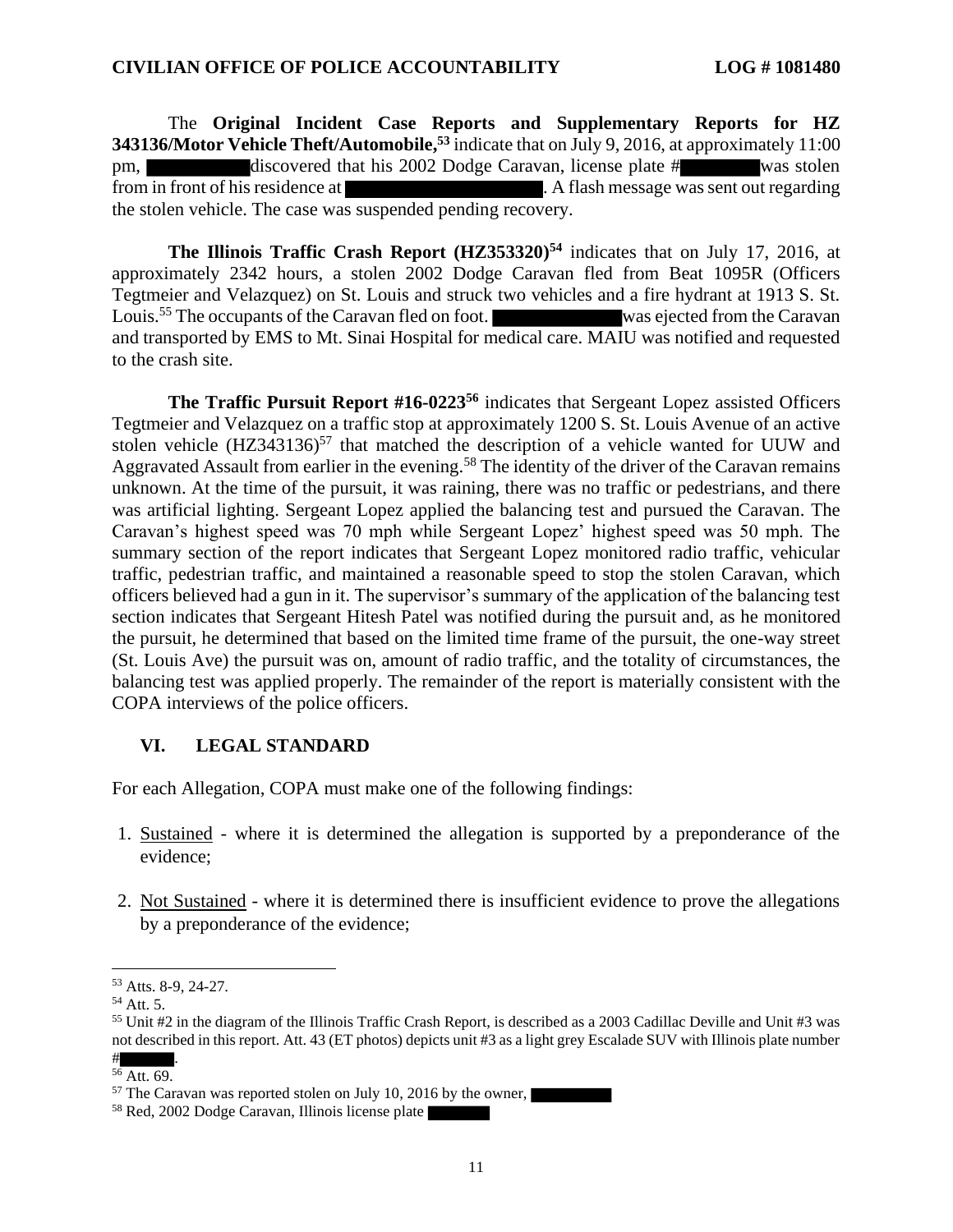The **Original Incident Case Reports and Supplementary Reports for HZ 343136/Motor Vehicle Theft/Automobile,**[53] indicate that on July 9, 2016, at approximately 11:00 pm, ██████ discovered that his 2002 Dodge Caravan, license plate #██████ was stolen from in front of his residence at ██████. A flash message was sent out regarding the stolen vehicle. The case was suspended pending recovery.

**The Illinois Traffic Crash Report (HZ353320)**[54] indicates that on July 17, 2016, at approximately 2342 hours, a stolen 2002 Dodge Caravan fled from Beat 1095R (Officers Tegtmeier and Velazquez) on St. Louis and struck two vehicles and a fire hydrant at 1913 S. St. Louis.[55] The occupants of the Caravan fled on foot. ██████ was ejected from the Caravan and transported by EMS to Mt. Sinai Hospital for medical care. MAIU was notified and requested to the crash site.

**The Traffic Pursuit Report #16-0223**[56] indicates that Sergeant Lopez assisted Officers Tegtmeier and Velazquez on a traffic stop at approximately 1200 S. St. Louis Avenue of an active stolen vehicle (HZ343136)[57] that matched the description of a vehicle wanted for UUW and Aggravated Assault from earlier in the evening.[58] The identity of the driver of the Caravan remains unknown. At the time of the pursuit, it was raining, there was no traffic or pedestrians, and there was artificial lighting. Sergeant Lopez applied the balancing test and pursued the Caravan. The Caravan's highest speed was 70 mph while Sergeant Lopez' highest speed was 50 mph. The summary section of the report indicates that Sergeant Lopez monitored radio traffic, vehicular traffic, pedestrian traffic, and maintained a reasonable speed to stop the stolen Caravan, which officers believed had a gun in it. The supervisor's summary of the application of the balancing test section indicates that Sergeant Hitesh Patel was notified during the pursuit and, as he monitored the pursuit, he determined that based on the limited time frame of the pursuit, the one-way street (St. Louis Ave) the pursuit was on, amount of radio traffic, and the totality of circumstances, the balancing test was applied properly. The remainder of the report is materially consistent with the COPA interviews of the police officers.

## VI. LEGAL STANDARD

For each Allegation, COPA must make one of the following findings:

1. Sustained - where it is determined the allegation is supported by a preponderance of the evidence;

2. Not Sustained - where it is determined there is insufficient evidence to prove the allegations by a preponderance of the evidence;

---

[53] Atts. 8-9, 24-27.

[54] Att. 5.

[55] Unit #2 in the diagram of the Illinois Traffic Crash Report, is described as a 2003 Cadillac Deville and Unit #3 was not described in this report. Att. 43 (ET photos) depicts unit #3 as a light grey Escalade SUV with Illinois plate number #██████.

[56] Att. 69.

[57] The Caravan was reported stolen on July 10, 2016 by the owner, ██████

[58] Red, 2002 Dodge Caravan, Illinois license plate ██████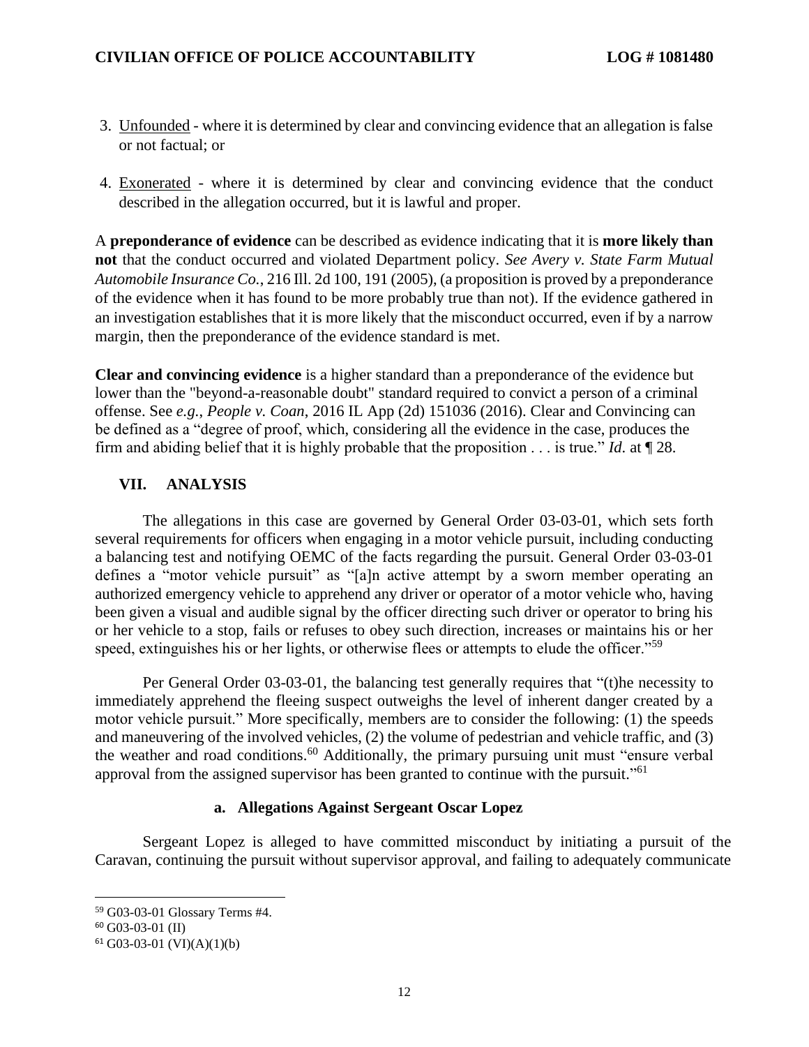3. Unfounded - where it is determined by clear and convincing evidence that an allegation is false or not factual; or

4. Exonerated - where it is determined by clear and convincing evidence that the conduct described in the allegation occurred, but it is lawful and proper.

A **preponderance of evidence** can be described as evidence indicating that it is **more likely than not** that the conduct occurred and violated Department policy. *See Avery v. State Farm Mutual Automobile Insurance Co.*, 216 Ill. 2d 100, 191 (2005), (a proposition is proved by a preponderance of the evidence when it has found to be more probably true than not). If the evidence gathered in an investigation establishes that it is more likely that the misconduct occurred, even if by a narrow margin, then the preponderance of the evidence standard is met.

**Clear and convincing evidence** is a higher standard than a preponderance of the evidence but lower than the "beyond-a-reasonable doubt" standard required to convict a person of a criminal offense. See *e.g.*, *People v. Coan*, 2016 IL App (2d) 151036 (2016). Clear and Convincing can be defined as a "degree of proof, which, considering all the evidence in the case, produces the firm and abiding belief that it is highly probable that the proposition . . . is true." *Id*. at ¶ 28.

## VII. ANALYSIS

The allegations in this case are governed by General Order 03-03-01, which sets forth several requirements for officers when engaging in a motor vehicle pursuit, including conducting a balancing test and notifying OEMC of the facts regarding the pursuit. General Order 03-03-01 defines a "motor vehicle pursuit" as "[a]n active attempt by a sworn member operating an authorized emergency vehicle to apprehend any driver or operator of a motor vehicle who, having been given a visual and audible signal by the officer directing such driver or operator to bring his or her vehicle to a stop, fails or refuses to obey such direction, increases or maintains his or her speed, extinguishes his or her lights, or otherwise flees or attempts to elude the officer."[59]

Per General Order 03-03-01, the balancing test generally requires that "(t)he necessity to immediately apprehend the fleeing suspect outweighs the level of inherent danger created by a motor vehicle pursuit." More specifically, members are to consider the following: (1) the speeds and maneuvering of the involved vehicles, (2) the volume of pedestrian and vehicle traffic, and (3) the weather and road conditions.[60] Additionally, the primary pursuing unit must "ensure verbal approval from the assigned supervisor has been granted to continue with the pursuit."[61]

### a. Allegations Against Sergeant Oscar Lopez

Sergeant Lopez is alleged to have committed misconduct by initiating a pursuit of the Caravan, continuing the pursuit without supervisor approval, and failing to adequately communicate

---

[59] G03-03-01 Glossary Terms #4.

[60] G03-03-01 (II)

[61] G03-03-01 (VI)(A)(1)(b)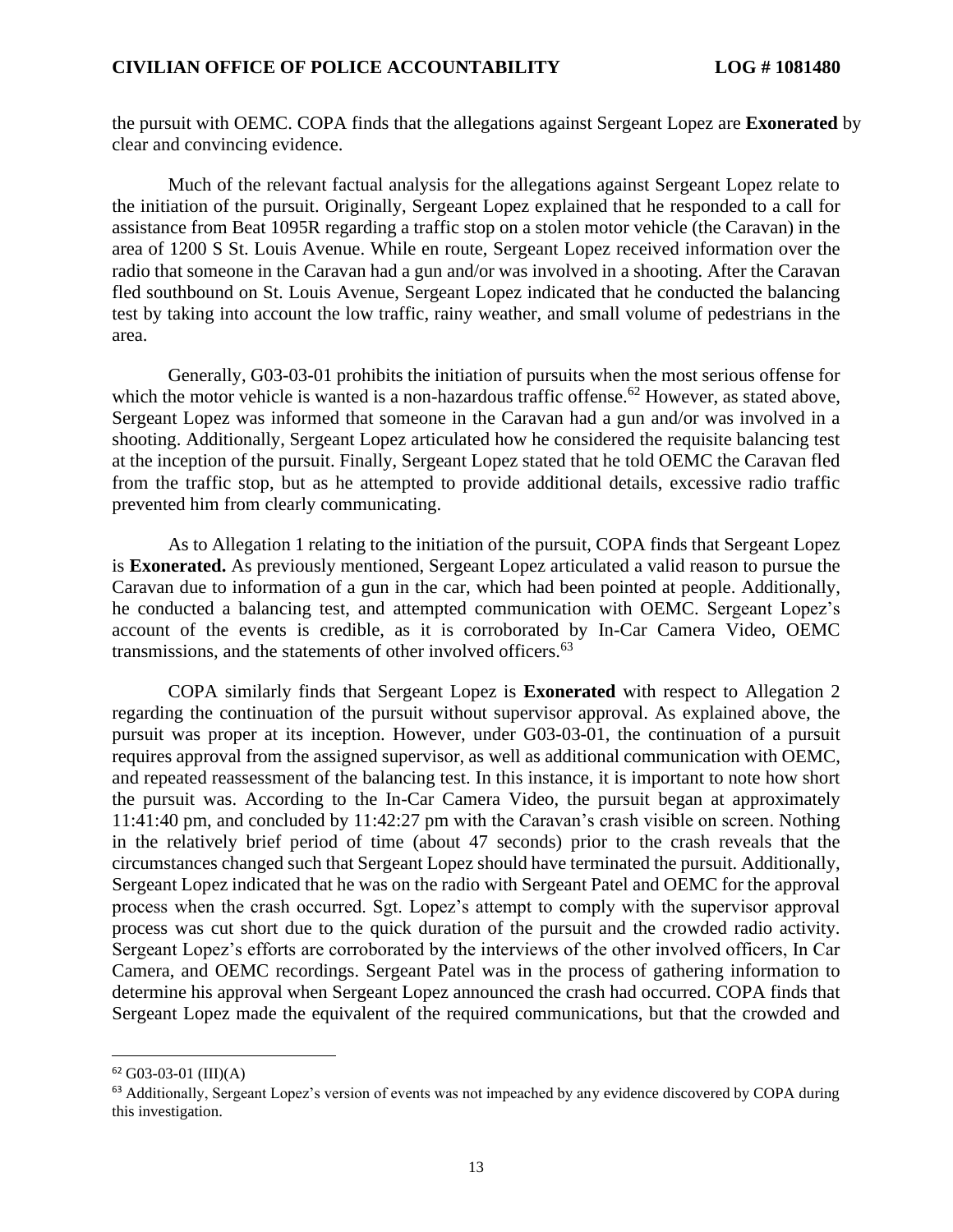the pursuit with OEMC. COPA finds that the allegations against Sergeant Lopez are **Exonerated** by clear and convincing evidence.

Much of the relevant factual analysis for the allegations against Sergeant Lopez relate to the initiation of the pursuit. Originally, Sergeant Lopez explained that he responded to a call for assistance from Beat 1095R regarding a traffic stop on a stolen motor vehicle (the Caravan) in the area of 1200 S St. Louis Avenue. While en route, Sergeant Lopez received information over the radio that someone in the Caravan had a gun and/or was involved in a shooting. After the Caravan fled southbound on St. Louis Avenue, Sergeant Lopez indicated that he conducted the balancing test by taking into account the low traffic, rainy weather, and small volume of pedestrians in the area.

Generally, G03-03-01 prohibits the initiation of pursuits when the most serious offense for which the motor vehicle is wanted is a non-hazardous traffic offense.[62] However, as stated above, Sergeant Lopez was informed that someone in the Caravan had a gun and/or was involved in a shooting. Additionally, Sergeant Lopez articulated how he considered the requisite balancing test at the inception of the pursuit. Finally, Sergeant Lopez stated that he told OEMC the Caravan fled from the traffic stop, but as he attempted to provide additional details, excessive radio traffic prevented him from clearly communicating.

As to Allegation 1 relating to the initiation of the pursuit, COPA finds that Sergeant Lopez is **Exonerated.** As previously mentioned, Sergeant Lopez articulated a valid reason to pursue the Caravan due to information of a gun in the car, which had been pointed at people. Additionally, he conducted a balancing test, and attempted communication with OEMC. Sergeant Lopez's account of the events is credible, as it is corroborated by In-Car Camera Video, OEMC transmissions, and the statements of other involved officers.[63]

COPA similarly finds that Sergeant Lopez is **Exonerated** with respect to Allegation 2 regarding the continuation of the pursuit without supervisor approval. As explained above, the pursuit was proper at its inception. However, under G03-03-01, the continuation of a pursuit requires approval from the assigned supervisor, as well as additional communication with OEMC, and repeated reassessment of the balancing test. In this instance, it is important to note how short the pursuit was. According to the In-Car Camera Video, the pursuit began at approximately 11:41:40 pm, and concluded by 11:42:27 pm with the Caravan's crash visible on screen. Nothing in the relatively brief period of time (about 47 seconds) prior to the crash reveals that the circumstances changed such that Sergeant Lopez should have terminated the pursuit. Additionally, Sergeant Lopez indicated that he was on the radio with Sergeant Patel and OEMC for the approval process when the crash occurred. Sgt. Lopez's attempt to comply with the supervisor approval process was cut short due to the quick duration of the pursuit and the crowded radio activity. Sergeant Lopez's efforts are corroborated by the interviews of the other involved officers, In Car Camera, and OEMC recordings. Sergeant Patel was in the process of gathering information to determine his approval when Sergeant Lopez announced the crash had occurred. COPA finds that Sergeant Lopez made the equivalent of the required communications, but that the crowded and

---

[62] G03-03-01 (III)(A)

[63] Additionally, Sergeant Lopez's version of events was not impeached by any evidence discovered by COPA during this investigation.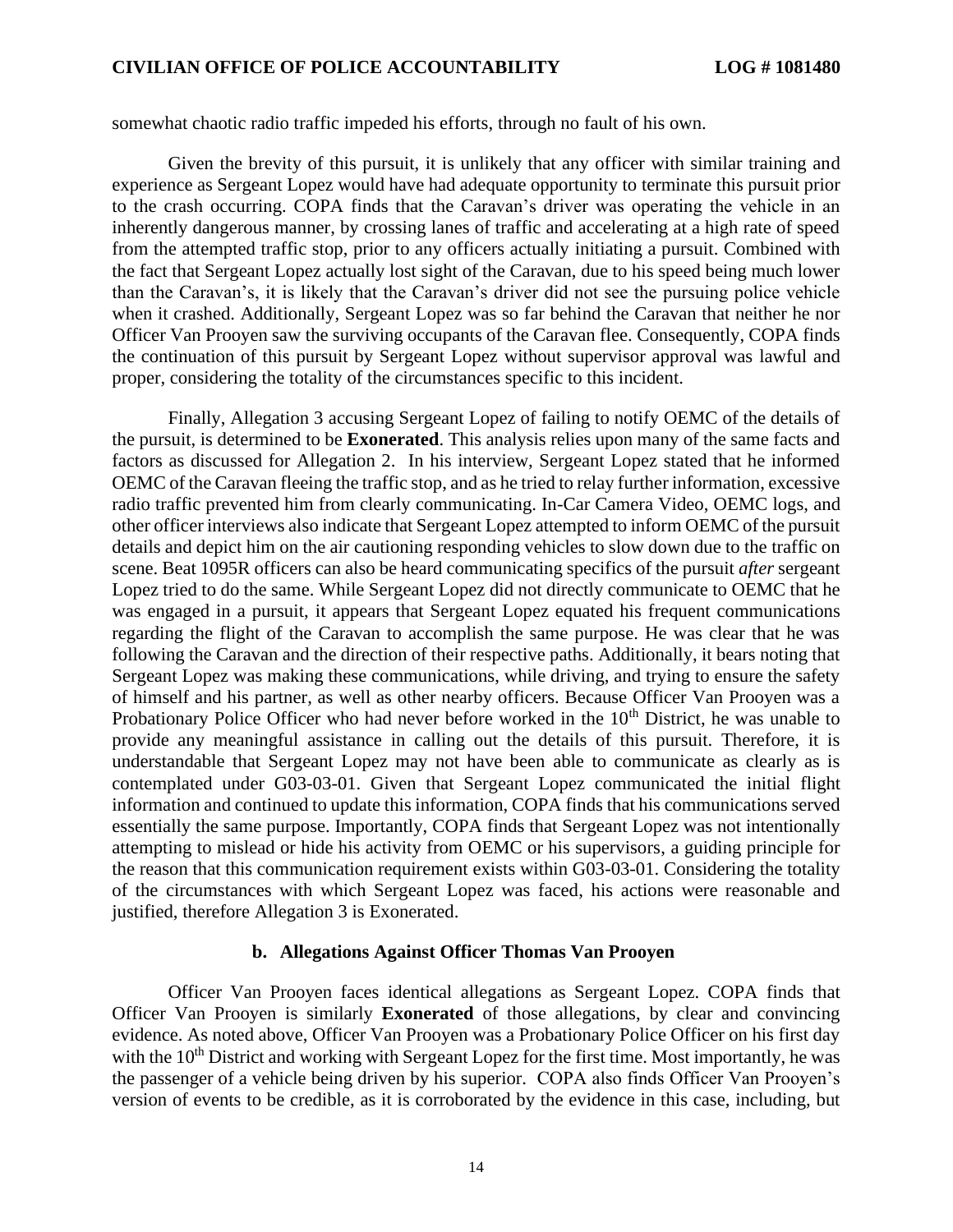somewhat chaotic radio traffic impeded his efforts, through no fault of his own.

Given the brevity of this pursuit, it is unlikely that any officer with similar training and experience as Sergeant Lopez would have had adequate opportunity to terminate this pursuit prior to the crash occurring. COPA finds that the Caravan's driver was operating the vehicle in an inherently dangerous manner, by crossing lanes of traffic and accelerating at a high rate of speed from the attempted traffic stop, prior to any officers actually initiating a pursuit. Combined with the fact that Sergeant Lopez actually lost sight of the Caravan, due to his speed being much lower than the Caravan's, it is likely that the Caravan's driver did not see the pursuing police vehicle when it crashed. Additionally, Sergeant Lopez was so far behind the Caravan that neither he nor Officer Van Prooyen saw the surviving occupants of the Caravan flee. Consequently, COPA finds the continuation of this pursuit by Sergeant Lopez without supervisor approval was lawful and proper, considering the totality of the circumstances specific to this incident.

Finally, Allegation 3 accusing Sergeant Lopez of failing to notify OEMC of the details of the pursuit, is determined to be **Exonerated**. This analysis relies upon many of the same facts and factors as discussed for Allegation 2. In his interview, Sergeant Lopez stated that he informed OEMC of the Caravan fleeing the traffic stop, and as he tried to relay further information, excessive radio traffic prevented him from clearly communicating. In-Car Camera Video, OEMC logs, and other officer interviews also indicate that Sergeant Lopez attempted to inform OEMC of the pursuit details and depict him on the air cautioning responding vehicles to slow down due to the traffic on scene. Beat 1095R officers can also be heard communicating specifics of the pursuit *after* sergeant Lopez tried to do the same. While Sergeant Lopez did not directly communicate to OEMC that he was engaged in a pursuit, it appears that Sergeant Lopez equated his frequent communications regarding the flight of the Caravan to accomplish the same purpose. He was clear that he was following the Caravan and the direction of their respective paths. Additionally, it bears noting that Sergeant Lopez was making these communications, while driving, and trying to ensure the safety of himself and his partner, as well as other nearby officers. Because Officer Van Prooyen was a Probationary Police Officer who had never before worked in the 10th District, he was unable to provide any meaningful assistance in calling out the details of this pursuit. Therefore, it is understandable that Sergeant Lopez may not have been able to communicate as clearly as is contemplated under G03-03-01. Given that Sergeant Lopez communicated the initial flight information and continued to update this information, COPA finds that his communications served essentially the same purpose. Importantly, COPA finds that Sergeant Lopez was not intentionally attempting to mislead or hide his activity from OEMC or his supervisors, a guiding principle for the reason that this communication requirement exists within G03-03-01. Considering the totality of the circumstances with which Sergeant Lopez was faced, his actions were reasonable and justified, therefore Allegation 3 is Exonerated.

### b. Allegations Against Officer Thomas Van Prooyen

Officer Van Prooyen faces identical allegations as Sergeant Lopez. COPA finds that Officer Van Prooyen is similarly **Exonerated** of those allegations, by clear and convincing evidence. As noted above, Officer Van Prooyen was a Probationary Police Officer on his first day with the 10th District and working with Sergeant Lopez for the first time. Most importantly, he was the passenger of a vehicle being driven by his superior. COPA also finds Officer Van Prooyen's version of events to be credible, as it is corroborated by the evidence in this case, including, but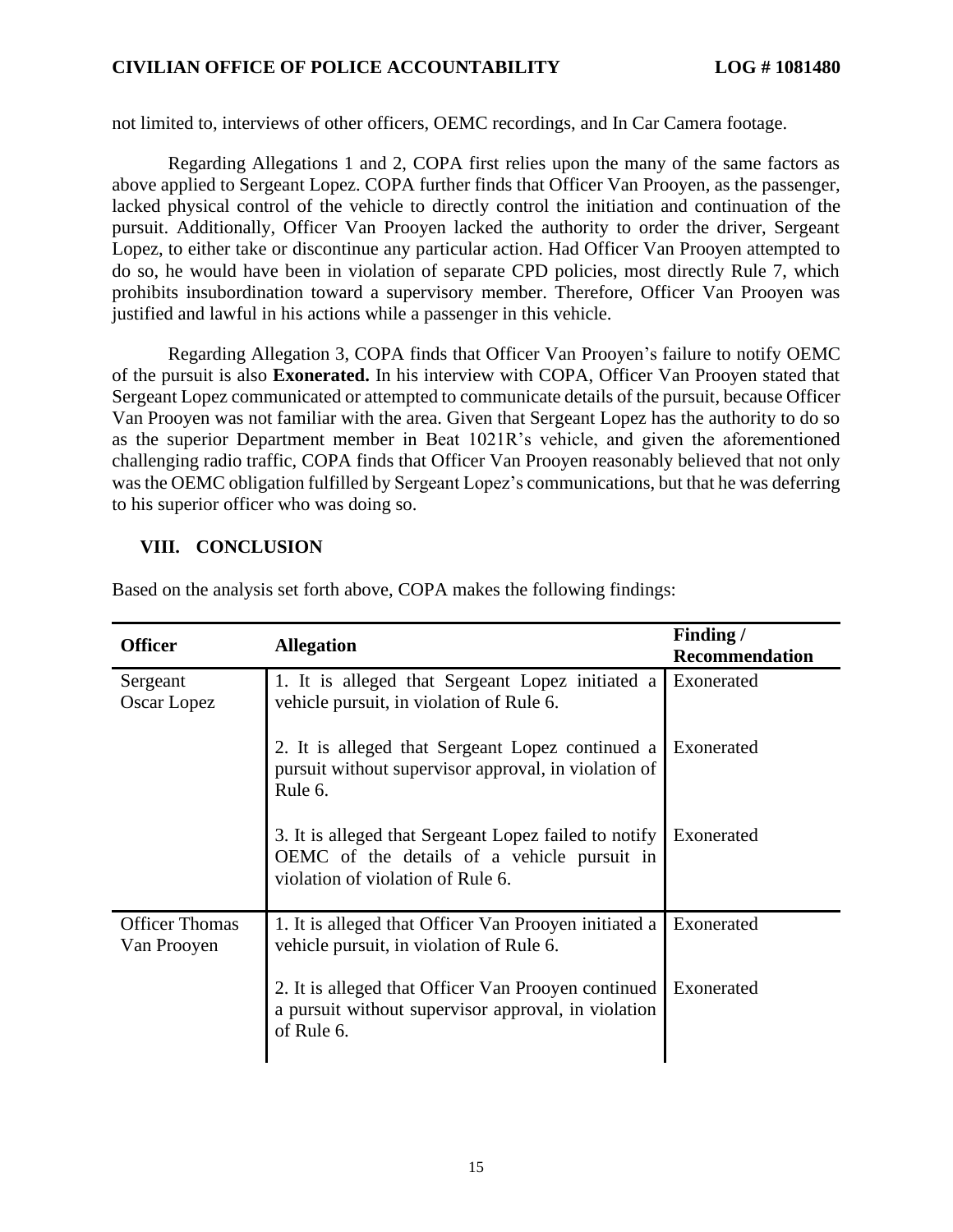not limited to, interviews of other officers, OEMC recordings, and In Car Camera footage.

Regarding Allegations 1 and 2, COPA first relies upon the many of the same factors as above applied to Sergeant Lopez. COPA further finds that Officer Van Prooyen, as the passenger, lacked physical control of the vehicle to directly control the initiation and continuation of the pursuit. Additionally, Officer Van Prooyen lacked the authority to order the driver, Sergeant Lopez, to either take or discontinue any particular action. Had Officer Van Prooyen attempted to do so, he would have been in violation of separate CPD policies, most directly Rule 7, which prohibits insubordination toward a supervisory member. Therefore, Officer Van Prooyen was justified and lawful in his actions while a passenger in this vehicle.

Regarding Allegation 3, COPA finds that Officer Van Prooyen's failure to notify OEMC of the pursuit is also **Exonerated.** In his interview with COPA, Officer Van Prooyen stated that Sergeant Lopez communicated or attempted to communicate details of the pursuit, because Officer Van Prooyen was not familiar with the area. Given that Sergeant Lopez has the authority to do so as the superior Department member in Beat 1021R's vehicle, and given the aforementioned challenging radio traffic, COPA finds that Officer Van Prooyen reasonably believed that not only was the OEMC obligation fulfilled by Sergeant Lopez's communications, but that he was deferring to his superior officer who was doing so.

## VIII. CONCLUSION

Based on the analysis set forth above, COPA makes the following findings:

| Officer | Allegation | Finding / Recommendation |
|---|---|---|
| Sergeant Oscar Lopez | 1. It is alleged that Sergeant Lopez initiated a vehicle pursuit, in violation of Rule 6. | Exonerated |
| | 2. It is alleged that Sergeant Lopez continued a pursuit without supervisor approval, in violation of Rule 6. | Exonerated |
| | 3. It is alleged that Sergeant Lopez failed to notify OEMC of the details of a vehicle pursuit in violation of violation of Rule 6. | Exonerated |
| Officer Thomas Van Prooyen | 1. It is alleged that Officer Van Prooyen initiated a vehicle pursuit, in violation of Rule 6. | Exonerated |
| | 2. It is alleged that Officer Van Prooyen continued a pursuit without supervisor approval, in violation of Rule 6. | Exonerated |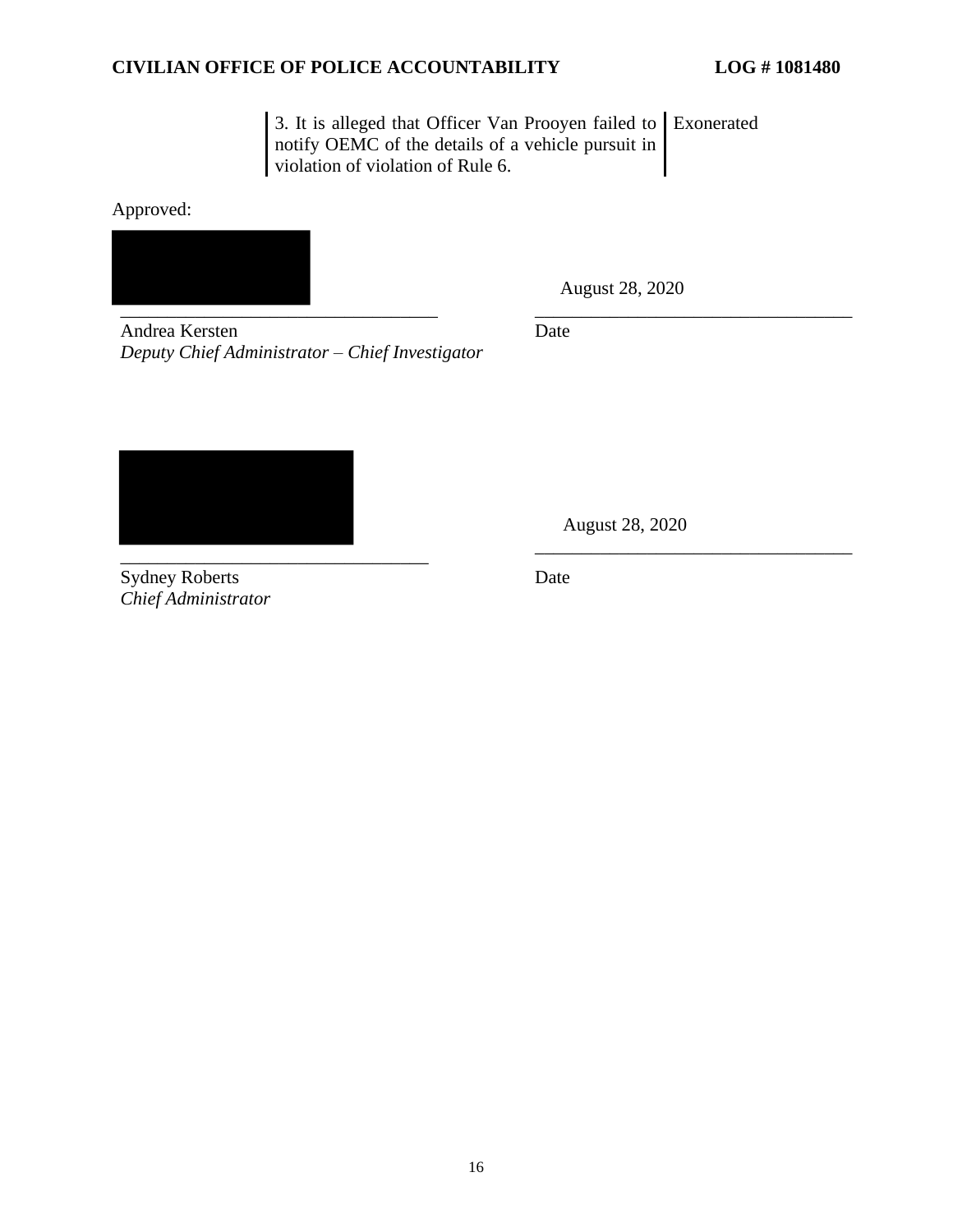| | |
|---|---|
| 3. It is alleged that Officer Van Prooyen failed to notify OEMC of the details of a vehicle pursuit in violation of violation of Rule 6. | Exonerated |

Approved:

\_\_\_\_\_\_\_\_\_\_\_\_\_\_\_\_\_\_\_\_\_\_\_\_\_\_\_\_\_\_\_\_\_\_ August 28, 2020

Andrea Kersten
*Deputy Chief Administrator – Chief Investigator*

Date

\_\_\_\_\_\_\_\_\_\_\_\_\_\_\_\_\_\_\_\_\_\_\_\_\_\_\_\_\_\_\_\_\_\_ August 28, 2020

Sydney Roberts
*Chief Administrator*

Date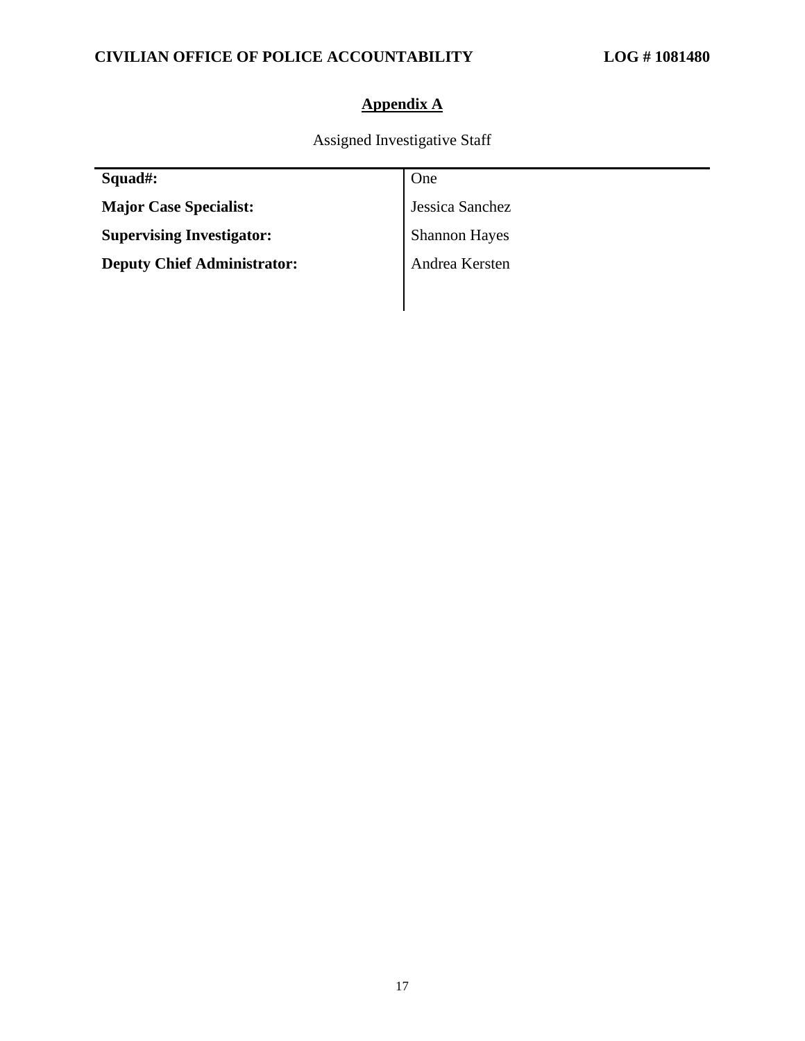## Appendix A

Assigned Investigative Staff

| | |
|---|---|
| **Squad#:** | One |
| **Major Case Specialist:** | Jessica Sanchez |
| **Supervising Investigator:** | Shannon Hayes |
| **Deputy Chief Administrator:** | Andrea Kersten |